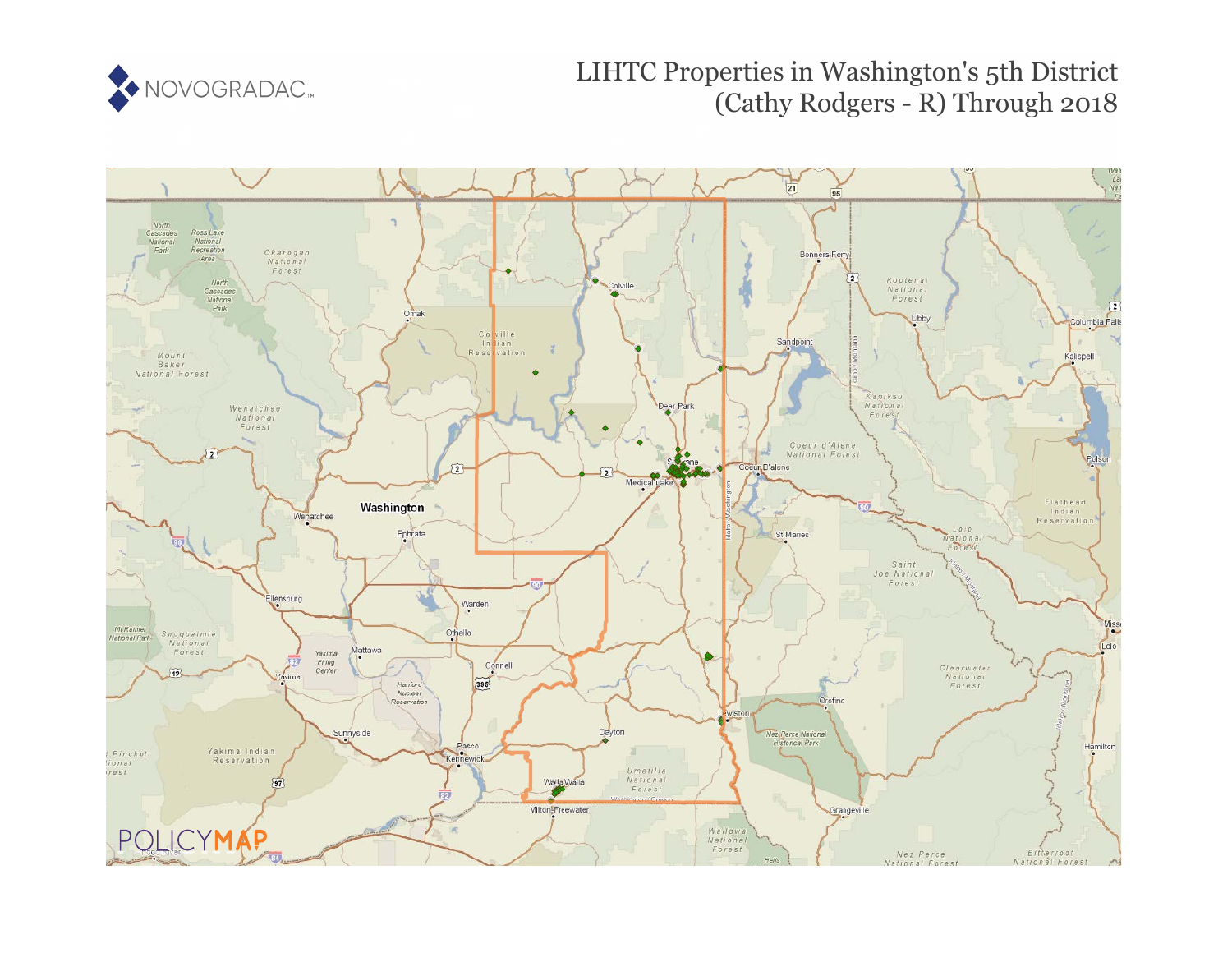NOVOGRADAC

# LIHTC Properties in Washington's 5th District (Cathy Rodgers - R) Through 2018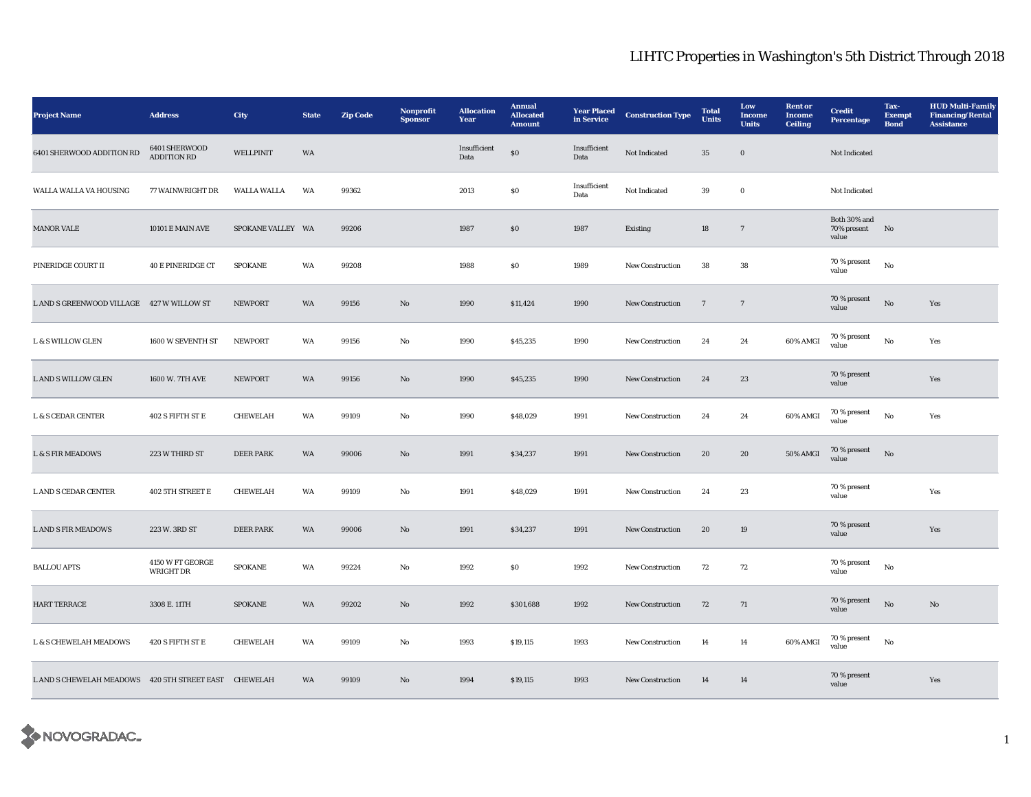# LIHTC Properties in Washington's 5th District Through 2018

| Project Name | Address | City | State | Zip Code | Nonprofit Sponsor | Allocation Year | Annual Allocated Amount | Year Placed in Service | Construction Type | Total Units | Low Income Units | Rent or Income Ceiling | Credit Percentage | Tax-Exempt Bond | HUD Multi-Family Financing/Rental Assistance |
|---|---|---|---|---|---|---|---|---|---|---|---|---|---|---|---|
| 6401 SHERWOOD ADDITION RD | 6401 SHERWOOD ADDITION RD | WELLPINIT | WA | | | Insufficient Data | $0 | Insufficient Data | Not Indicated | 35 | 0 | | Not Indicated | | |
| WALLA WALLA VA HOUSING | 77 WAINWRIGHT DR | WALLA WALLA | WA | 99362 | | 2013 | $0 | Insufficient Data | Not Indicated | 39 | 0 | | Not Indicated | | |
| MANOR VALE | 10101 E MAIN AVE | SPOKANE VALLEY | WA | 99206 | | 1987 | $0 | 1987 | Existing | 18 | 7 | | Both 30% and 70% present value | No | |
| PINERIDGE COURT II | 40 E PINERIDGE CT | SPOKANE | WA | 99208 | | 1988 | $0 | 1989 | New Construction | 38 | 38 | | 70 % present value | No | |
| L AND S GREENWOOD VILLAGE | 427 W WILLOW ST | NEWPORT | WA | 99156 | No | 1990 | $11,424 | 1990 | New Construction | 7 | 7 | | 70 % present value | No | Yes |
| L & S WILLOW GLEN | 1600 W SEVENTH ST | NEWPORT | WA | 99156 | No | 1990 | $45,235 | 1990 | New Construction | 24 | 24 | 60% AMGI | 70 % present value | No | Yes |
| L AND S WILLOW GLEN | 1600 W. 7TH AVE | NEWPORT | WA | 99156 | No | 1990 | $45,235 | 1990 | New Construction | 24 | 23 | | 70 % present value | | Yes |
| L & S CEDAR CENTER | 402 S FIFTH ST E | CHEWELAH | WA | 99109 | No | 1990 | $48,029 | 1991 | New Construction | 24 | 24 | 60% AMGI | 70 % present value | No | Yes |
| L & S FIR MEADOWS | 223 W THIRD ST | DEER PARK | WA | 99006 | No | 1991 | $34,237 | 1991 | New Construction | 20 | 20 | 50% AMGI | 70 % present value | No | |
| L AND S CEDAR CENTER | 402 5TH STREET E | CHEWELAH | WA | 99109 | No | 1991 | $48,029 | 1991 | New Construction | 24 | 23 | | 70 % present value | | Yes |
| L AND S FIR MEADOWS | 223 W. 3RD ST | DEER PARK | WA | 99006 | No | 1991 | $34,237 | 1991 | New Construction | 20 | 19 | | 70 % present value | | Yes |
| BALLOU APTS | 4150 W FT GEORGE WRIGHT DR | SPOKANE | WA | 99224 | No | 1992 | $0 | 1992 | New Construction | 72 | 72 | | 70 % present value | No | |
| HART TERRACE | 3308 E. 11TH | SPOKANE | WA | 99202 | No | 1992 | $301,688 | 1992 | New Construction | 72 | 71 | | 70 % present value | No | No |
| L & S CHEWELAH MEADOWS | 420 S FIFTH ST E | CHEWELAH | WA | 99109 | No | 1993 | $19,115 | 1993 | New Construction | 14 | 14 | 60% AMGI | 70 % present value | No | |
| L AND S CHEWELAH MEADOWS | 420 5TH STREET EAST | CHEWELAH | WA | 99109 | No | 1994 | $19,115 | 1993 | New Construction | 14 | 14 | | 70 % present value | | Yes |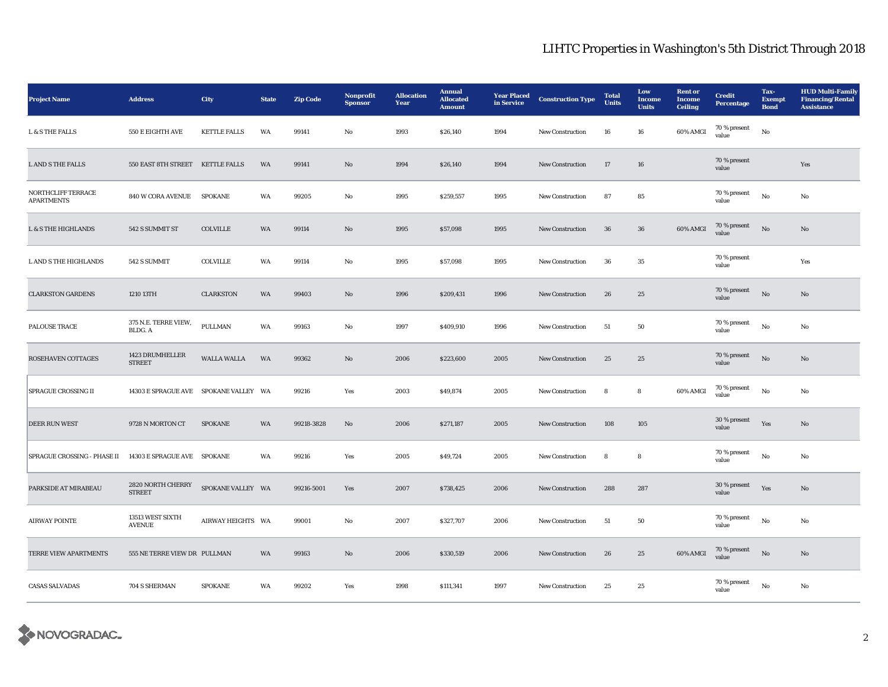# LIHTC Properties in Washington's 5th District Through 2018

| Project Name | Address | City | State | Zip Code | Nonprofit Sponsor | Allocation Year | Annual Allocated Amount | Year Placed in Service | Construction Type | Total Units | Low Income Units | Rent or Income Ceiling | Credit Percentage | Tax-Exempt Bond | HUD Multi-Family Financing/Rental Assistance |
|---|---|---|---|---|---|---|---|---|---|---|---|---|---|---|---|
| L & S THE FALLS | 550 E EIGHTH AVE | KETTLE FALLS | WA | 99141 | No | 1993 | $26,140 | 1994 | New Construction | 16 | 16 | 60% AMGI | 70 % present value | No | |
| L AND S THE FALLS | 550 EAST 8TH STREET | KETTLE FALLS | WA | 99141 | No | 1994 | $26,140 | 1994 | New Construction | 17 | 16 | | 70 % present value | | Yes |
| NORTHCLIFF TERRACE APARTMENTS | 840 W CORA AVENUE | SPOKANE | WA | 99205 | No | 1995 | $259,557 | 1995 | New Construction | 87 | 85 | | 70 % present value | No | No |
| L & S THE HIGHLANDS | 542 S SUMMIT ST | COLVILLE | WA | 99114 | No | 1995 | $57,098 | 1995 | New Construction | 36 | 36 | 60% AMGI | 70 % present value | No | No |
| L AND S THE HIGHLANDS | 542 S SUMMIT | COLVILLE | WA | 99114 | No | 1995 | $57,098 | 1995 | New Construction | 36 | 35 | | 70 % present value | | Yes |
| CLARKSTON GARDENS | 1210 13TH | CLARKSTON | WA | 99403 | No | 1996 | $209,431 | 1996 | New Construction | 26 | 25 | | 70 % present value | No | No |
| PALOUSE TRACE | 375 N.E. TERRE VIEW, BLDG. A | PULLMAN | WA | 99163 | No | 1997 | $409,910 | 1996 | New Construction | 51 | 50 | | 70 % present value | No | No |
| ROSEHAVEN COTTAGES | 1423 DRUMHELLER STREET | WALLA WALLA | WA | 99362 | No | 2006 | $223,600 | 2005 | New Construction | 25 | 25 | | 70 % present value | No | No |
| SPRAGUE CROSSING II | 14303 E SPRAGUE AVE | SPOKANE VALLEY | WA | 99216 | Yes | 2003 | $49,874 | 2005 | New Construction | 8 | 8 | 60% AMGI | 70 % present value | No | No |
| DEER RUN WEST | 9728 N MORTON CT | SPOKANE | WA | 99218-3828 | No | 2006 | $271,187 | 2005 | New Construction | 108 | 105 | | 30 % present value | Yes | No |
| SPRAGUE CROSSING - PHASE II | 14303 E SPRAGUE AVE | SPOKANE | WA | 99216 | Yes | 2005 | $49,724 | 2005 | New Construction | 8 | 8 | | 70 % present value | No | No |
| PARKSIDE AT MIRABEAU | 2820 NORTH CHERRY STREET | SPOKANE VALLEY | WA | 99216-5001 | Yes | 2007 | $738,425 | 2006 | New Construction | 288 | 287 | | 30 % present value | Yes | No |
| AIRWAY POINTE | 13513 WEST SIXTH AVENUE | AIRWAY HEIGHTS | WA | 99001 | No | 2007 | $327,707 | 2006 | New Construction | 51 | 50 | | 70 % present value | No | No |
| TERRE VIEW APARTMENTS | 555 NE TERRE VIEW DR | PULLMAN | WA | 99163 | No | 2006 | $330,519 | 2006 | New Construction | 26 | 25 | 60% AMGI | 70 % present value | No | No |
| CASAS SALVADAS | 704 S SHERMAN | SPOKANE | WA | 99202 | Yes | 1998 | $111,341 | 1997 | New Construction | 25 | 25 | | 70 % present value | No | No |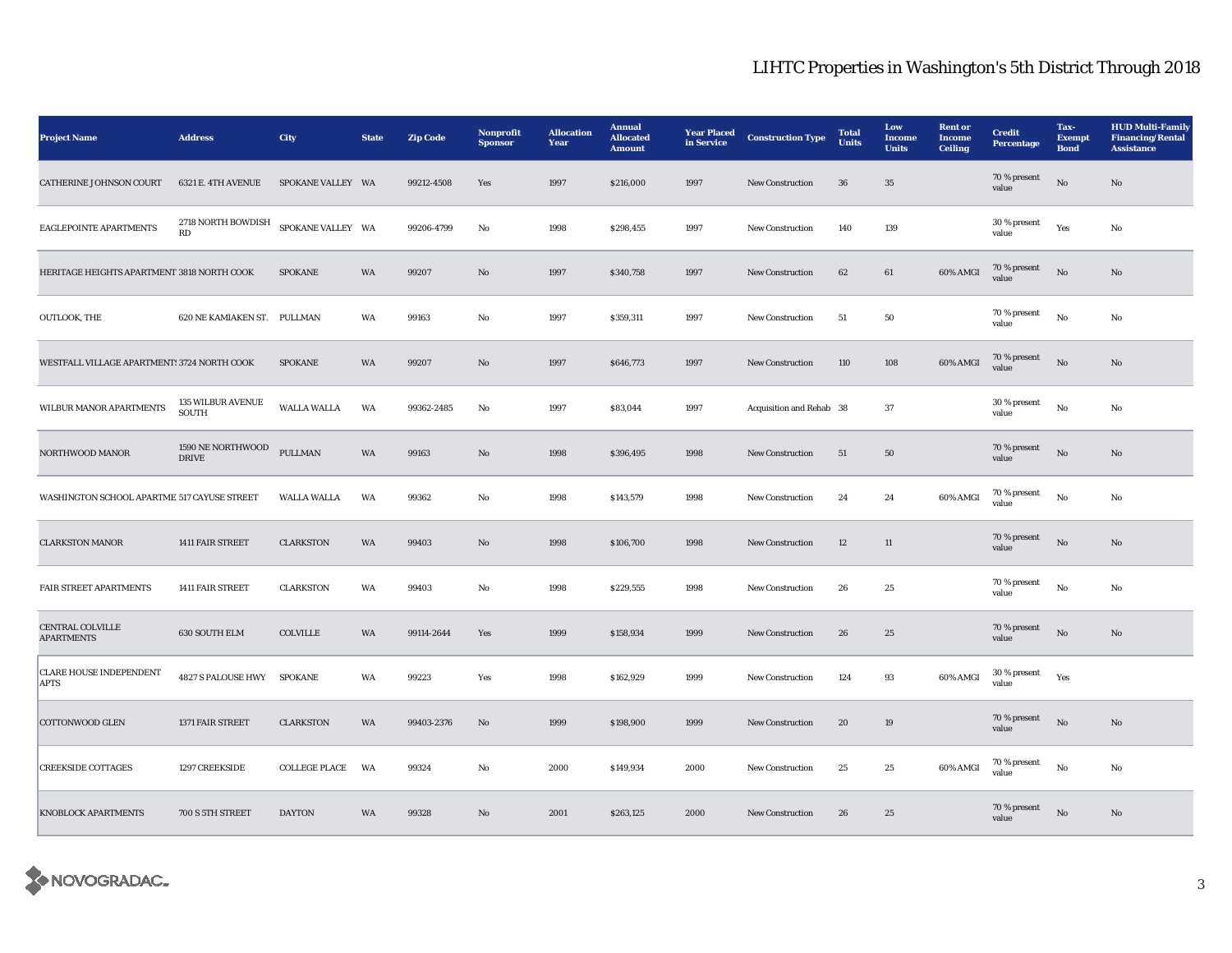# LIHTC Properties in Washington's 5th District Through 2018

| Project Name | Address | City | State | Zip Code | Nonprofit Sponsor | Allocation Year | Annual Allocated Amount | Year Placed in Service | Construction Type | Total Units | Low Income Units | Rent or Income Ceiling | Credit Percentage | Tax-Exempt Bond | HUD Multi-Family Financing/Rental Assistance |
|---|---|---|---|---|---|---|---|---|---|---|---|---|---|---|---|
| CATHERINE JOHNSON COURT | 6321 E. 4TH AVENUE | SPOKANE VALLEY | WA | 99212-4508 | Yes | 1997 | $216,000 | 1997 | New Construction | 36 | 35 | | 70 % present value | No | No |
| EAGLEPOINTE APARTMENTS | 2718 NORTH BOWDISH RD | SPOKANE VALLEY | WA | 99206-4799 | No | 1998 | $298,455 | 1997 | New Construction | 140 | 139 | | 30 % present value | Yes | No |
| HERITAGE HEIGHTS APARTMENT | 3818 NORTH COOK | SPOKANE | WA | 99207 | No | 1997 | $340,758 | 1997 | New Construction | 62 | 61 | 60% AMGI | 70 % present value | No | No |
| OUTLOOK, THE | 620 NE KAMIAKEN ST. | PULLMAN | WA | 99163 | No | 1997 | $359,311 | 1997 | New Construction | 51 | 50 | | 70 % present value | No | No |
| WESTFALL VILLAGE APARTMENTS | 3724 NORTH COOK | SPOKANE | WA | 99207 | No | 1997 | $646,773 | 1997 | New Construction | 110 | 108 | 60% AMGI | 70 % present value | No | No |
| WILBUR MANOR APARTMENTS | 135 WILBUR AVENUE SOUTH | WALLA WALLA | WA | 99362-2485 | No | 1997 | $83,044 | 1997 | Acquisition and Rehab | 38 | 37 | | 30 % present value | No | No |
| NORTHWOOD MANOR | 1590 NE NORTHWOOD DRIVE | PULLMAN | WA | 99163 | No | 1998 | $396,495 | 1998 | New Construction | 51 | 50 | | 70 % present value | No | No |
| WASHINGTON SCHOOL APARTME | 517 CAYUSE STREET | WALLA WALLA | WA | 99362 | No | 1998 | $143,579 | 1998 | New Construction | 24 | 24 | 60% AMGI | 70 % present value | No | No |
| CLARKSTON MANOR | 1411 FAIR STREET | CLARKSTON | WA | 99403 | No | 1998 | $106,700 | 1998 | New Construction | 12 | 11 | | 70 % present value | No | No |
| FAIR STREET APARTMENTS | 1411 FAIR STREET | CLARKSTON | WA | 99403 | No | 1998 | $229,555 | 1998 | New Construction | 26 | 25 | | 70 % present value | No | No |
| CENTRAL COLVILLE APARTMENTS | 630 SOUTH ELM | COLVILLE | WA | 99114-2644 | Yes | 1999 | $158,934 | 1999 | New Construction | 26 | 25 | | 70 % present value | No | No |
| CLARE HOUSE INDEPENDENT APTS | 4827 S PALOUSE HWY | SPOKANE | WA | 99223 | Yes | 1998 | $162,929 | 1999 | New Construction | 124 | 93 | 60% AMGI | 30 % present value | Yes | |
| COTTONWOOD GLEN | 1371 FAIR STREET | CLARKSTON | WA | 99403-2376 | No | 1999 | $198,900 | 1999 | New Construction | 20 | 19 | | 70 % present value | No | No |
| CREEKSIDE COTTAGES | 1297 CREEKSIDE | COLLEGE PLACE | WA | 99324 | No | 2000 | $149,934 | 2000 | New Construction | 25 | 25 | 60% AMGI | 70 % present value | No | No |
| KNOBLOCK APARTMENTS | 700 S 5TH STREET | DAYTON | WA | 99328 | No | 2001 | $263,125 | 2000 | New Construction | 26 | 25 | | 70 % present value | No | No |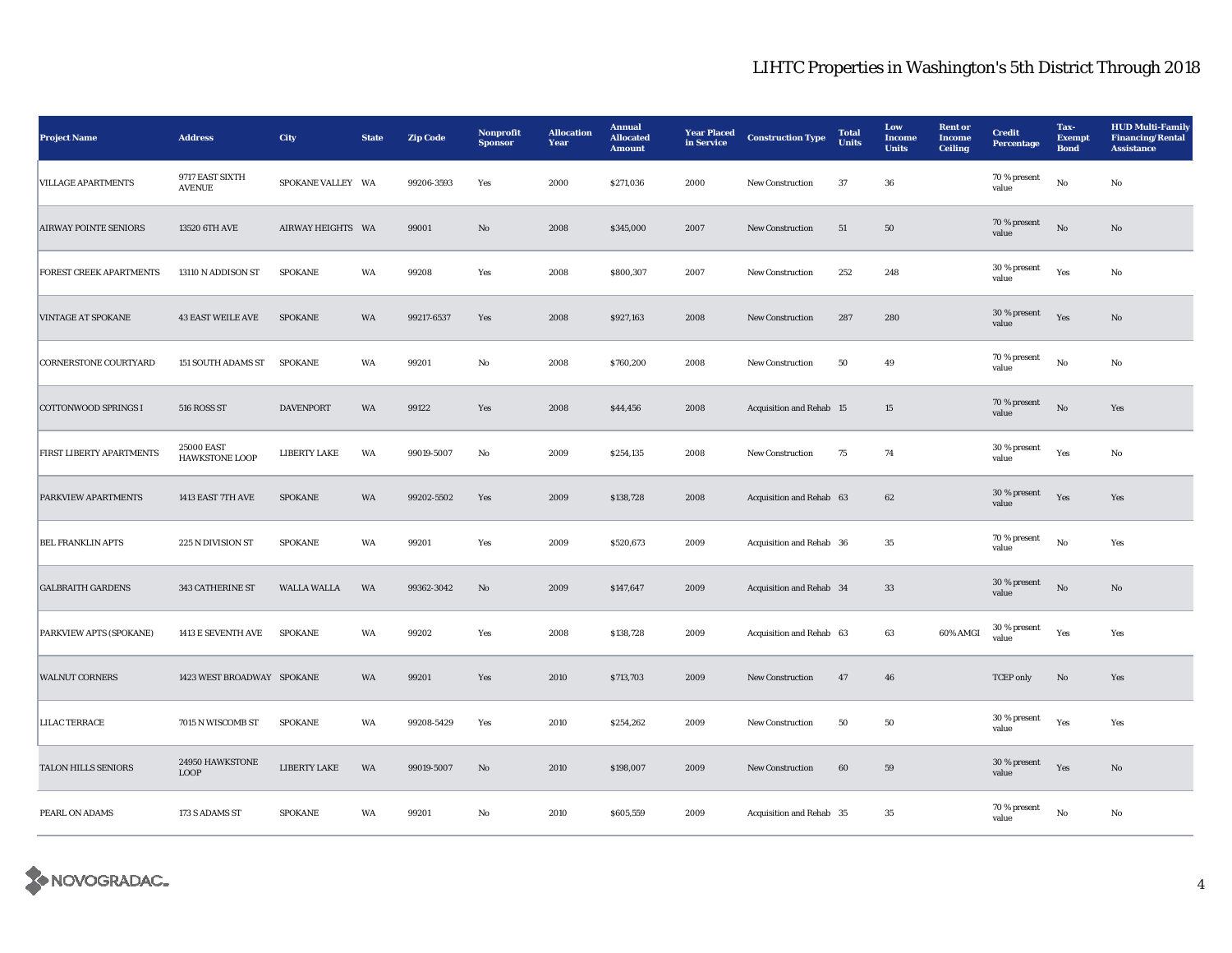# LIHTC Properties in Washington's 5th District Through 2018

| Project Name | Address | City | State | Zip Code | Nonprofit Sponsor | Allocation Year | Annual Allocated Amount | Year Placed in Service | Construction Type | Total Units | Low Income Units | Rent or Income Ceiling | Credit Percentage | Tax-Exempt Bond | HUD Multi-Family Financing/Rental Assistance |
|---|---|---|---|---|---|---|---|---|---|---|---|---|---|---|---|
| VILLAGE APARTMENTS | 9717 EAST SIXTH AVENUE | SPOKANE VALLEY | WA | 99206-3593 | Yes | 2000 | $271,036 | 2000 | New Construction | 37 | 36 | | 70 % present value | No | No |
| AIRWAY POINTE SENIORS | 13520 6TH AVE | AIRWAY HEIGHTS | WA | 99001 | No | 2008 | $345,000 | 2007 | New Construction | 51 | 50 | | 70 % present value | No | No |
| FOREST CREEK APARTMENTS | 13110 N ADDISON ST | SPOKANE | WA | 99208 | Yes | 2008 | $800,307 | 2007 | New Construction | 252 | 248 | | 30 % present value | Yes | No |
| VINTAGE AT SPOKANE | 43 EAST WEILE AVE | SPOKANE | WA | 99217-6537 | Yes | 2008 | $927,163 | 2008 | New Construction | 287 | 280 | | 30 % present value | Yes | No |
| CORNERSTONE COURTYARD | 151 SOUTH ADAMS ST | SPOKANE | WA | 99201 | No | 2008 | $760,200 | 2008 | New Construction | 50 | 49 | | 70 % present value | No | No |
| COTTONWOOD SPRINGS I | 516 ROSS ST | DAVENPORT | WA | 99122 | Yes | 2008 | $44,456 | 2008 | Acquisition and Rehab | 15 | 15 | | 70 % present value | No | Yes |
| FIRST LIBERTY APARTMENTS | 25000 EAST HAWKSTONE LOOP | LIBERTY LAKE | WA | 99019-5007 | No | 2009 | $254,135 | 2008 | New Construction | 75 | 74 | | 30 % present value | Yes | No |
| PARKVIEW APARTMENTS | 1413 EAST 7TH AVE | SPOKANE | WA | 99202-5502 | Yes | 2009 | $138,728 | 2008 | Acquisition and Rehab | 63 | 62 | | 30 % present value | Yes | Yes |
| BEL FRANKLIN APTS | 225 N DIVISION ST | SPOKANE | WA | 99201 | Yes | 2009 | $520,673 | 2009 | Acquisition and Rehab | 36 | 35 | | 70 % present value | No | Yes |
| GALBRAITH GARDENS | 343 CATHERINE ST | WALLA WALLA | WA | 99362-3042 | No | 2009 | $147,647 | 2009 | Acquisition and Rehab | 34 | 33 | | 30 % present value | No | No |
| PARKVIEW APTS (SPOKANE) | 1413 E SEVENTH AVE | SPOKANE | WA | 99202 | Yes | 2008 | $138,728 | 2009 | Acquisition and Rehab | 63 | 63 | 60% AMGI | 30 % present value | Yes | Yes |
| WALNUT CORNERS | 1423 WEST BROADWAY | SPOKANE | WA | 99201 | Yes | 2010 | $713,703 | 2009 | New Construction | 47 | 46 | | TCEP only | No | Yes |
| LILAC TERRACE | 7015 N WISCOMB ST | SPOKANE | WA | 99208-5429 | Yes | 2010 | $254,262 | 2009 | New Construction | 50 | 50 | | 30 % present value | Yes | Yes |
| TALON HILLS SENIORS | 24950 HAWKSTONE LOOP | LIBERTY LAKE | WA | 99019-5007 | No | 2010 | $198,007 | 2009 | New Construction | 60 | 59 | | 30 % present value | Yes | No |
| PEARL ON ADAMS | 173 S ADAMS ST | SPOKANE | WA | 99201 | No | 2010 | $605,559 | 2009 | Acquisition and Rehab | 35 | 35 | | 70 % present value | No | No |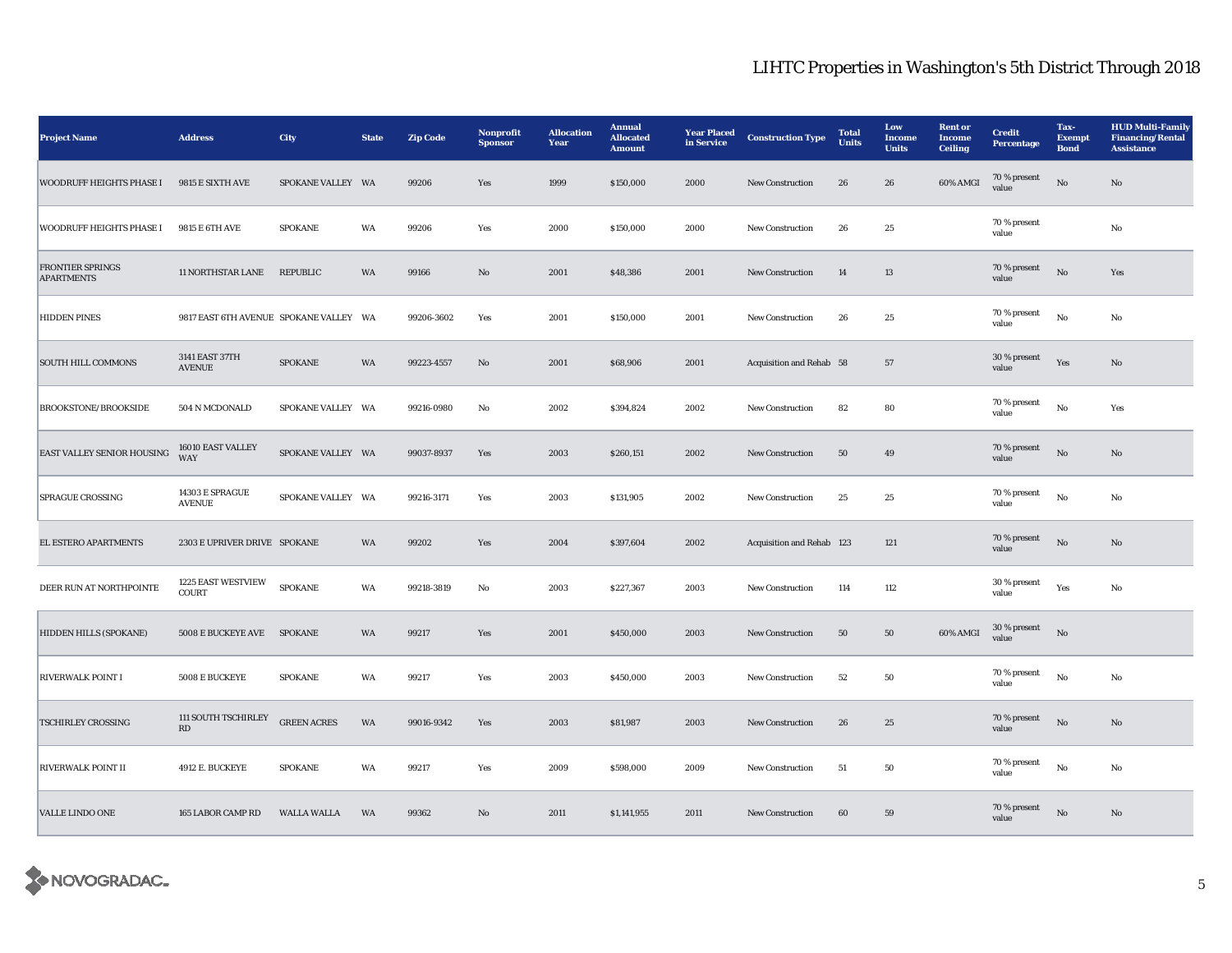# LIHTC Properties in Washington's 5th District Through 2018

| Project Name | Address | City | State | Zip Code | Nonprofit Sponsor | Allocation Year | Annual Allocated Amount | Year Placed in Service | Construction Type | Total Units | Low Income Units | Rent or Income Ceiling | Credit Percentage | Tax-Exempt Bond | HUD Multi-Family Financing/Rental Assistance |
|---|---|---|---|---|---|---|---|---|---|---|---|---|---|---|---|
| WOODRUFF HEIGHTS PHASE I | 9815 E SIXTH AVE | SPOKANE VALLEY | WA | 99206 | Yes | 1999 | $150,000 | 2000 | New Construction | 26 | 26 | 60% AMGI | 70 % present value | No | No |
| WOODRUFF HEIGHTS PHASE I | 9815 E 6TH AVE | SPOKANE | WA | 99206 | Yes | 2000 | $150,000 | 2000 | New Construction | 26 | 25 | | 70 % present value | | No |
| FRONTIER SPRINGS APARTMENTS | 11 NORTHSTAR LANE | REPUBLIC | WA | 99166 | No | 2001 | $48,386 | 2001 | New Construction | 14 | 13 | | 70 % present value | No | Yes |
| HIDDEN PINES | 9817 EAST 6TH AVENUE | SPOKANE VALLEY | WA | 99206-3602 | Yes | 2001 | $150,000 | 2001 | New Construction | 26 | 25 | | 70 % present value | No | No |
| SOUTH HILL COMMONS | 3141 EAST 37TH AVENUE | SPOKANE | WA | 99223-4557 | No | 2001 | $68,906 | 2001 | Acquisition and Rehab | 58 | 57 | | 30 % present value | Yes | No |
| BROOKSTONE/BROOKSIDE | 504 N MCDONALD | SPOKANE VALLEY | WA | 99216-0980 | No | 2002 | $394,824 | 2002 | New Construction | 82 | 80 | | 70 % present value | No | Yes |
| EAST VALLEY SENIOR HOUSING | 16010 EAST VALLEY WAY | SPOKANE VALLEY | WA | 99037-8937 | Yes | 2003 | $260,151 | 2002 | New Construction | 50 | 49 | | 70 % present value | No | No |
| SPRAGUE CROSSING | 14303 E SPRAGUE AVENUE | SPOKANE VALLEY | WA | 99216-3171 | Yes | 2003 | $131,905 | 2002 | New Construction | 25 | 25 | | 70 % present value | No | No |
| EL ESTERO APARTMENTS | 2303 E UPRIVER DRIVE | SPOKANE | WA | 99202 | Yes | 2004 | $397,604 | 2002 | Acquisition and Rehab | 123 | 121 | | 70 % present value | No | No |
| DEER RUN AT NORTHPOINTE | 1225 EAST WESTVIEW COURT | SPOKANE | WA | 99218-3819 | No | 2003 | $227,367 | 2003 | New Construction | 114 | 112 | | 30 % present value | Yes | No |
| HIDDEN HILLS (SPOKANE) | 5008 E BUCKEYE AVE | SPOKANE | WA | 99217 | Yes | 2001 | $450,000 | 2003 | New Construction | 50 | 50 | 60% AMGI | 30 % present value | No | |
| RIVERWALK POINT I | 5008 E BUCKEYE | SPOKANE | WA | 99217 | Yes | 2003 | $450,000 | 2003 | New Construction | 52 | 50 | | 70 % present value | No | No |
| TSCHIRLEY CROSSING | 111 SOUTH TSCHIRLEY RD | GREEN ACRES | WA | 99016-9342 | Yes | 2003 | $81,987 | 2003 | New Construction | 26 | 25 | | 70 % present value | No | No |
| RIVERWALK POINT II | 4912 E. BUCKEYE | SPOKANE | WA | 99217 | Yes | 2009 | $598,000 | 2009 | New Construction | 51 | 50 | | 70 % present value | No | No |
| VALLE LINDO ONE | 165 LABOR CAMP RD | WALLA WALLA | WA | 99362 | No | 2011 | $1,141,955 | 2011 | New Construction | 60 | 59 | | 70 % present value | No | No |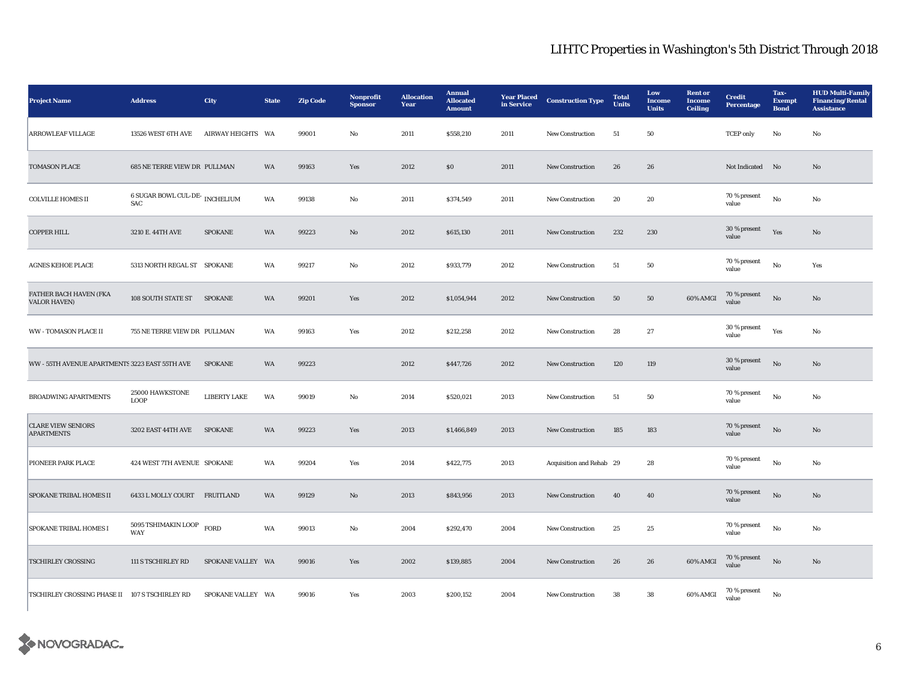# LIHTC Properties in Washington's 5th District Through 2018

| Project Name | Address | City | State | Zip Code | Nonprofit Sponsor | Allocation Year | Annual Allocated Amount | Year Placed in Service | Construction Type | Total Units | Low Income Units | Rent or Income Ceiling | Credit Percentage | Tax-Exempt Bond | HUD Multi-Family Financing/Rental Assistance |
|---|---|---|---|---|---|---|---|---|---|---|---|---|---|---|---|
| ARROWLEAF VILLAGE | 13526 WEST 6TH AVE | AIRWAY HEIGHTS | WA | 99001 | No | 2011 | $558,210 | 2011 | New Construction | 51 | 50 | | TCEP only | No | No |
| TOMASON PLACE | 685 NE TERRE VIEW DR | PULLMAN | WA | 99163 | Yes | 2012 | $0 | 2011 | New Construction | 26 | 26 | | Not Indicated | No | No |
| COLVILLE HOMES II | 6 SUGAR BOWL CUL-DE-SAC | INCHELIUM | WA | 99138 | No | 2011 | $374,549 | 2011 | New Construction | 20 | 20 | | 70 % present value | No | No |
| COPPER HILL | 3210 E. 44TH AVE | SPOKANE | WA | 99223 | No | 2012 | $615,130 | 2011 | New Construction | 232 | 230 | | 30 % present value | Yes | No |
| AGNES KEHOE PLACE | 5313 NORTH REGAL ST | SPOKANE | WA | 99217 | No | 2012 | $933,779 | 2012 | New Construction | 51 | 50 | | 70 % present value | No | Yes |
| FATHER BACH HAVEN (FKA VALOR HAVEN) | 108 SOUTH STATE ST | SPOKANE | WA | 99201 | Yes | 2012 | $1,054,944 | 2012 | New Construction | 50 | 50 | 60% AMGI | 70 % present value | No | No |
| WW - TOMASON PLACE II | 755 NE TERRE VIEW DR | PULLMAN | WA | 99163 | Yes | 2012 | $212,258 | 2012 | New Construction | 28 | 27 | | 30 % present value | Yes | No |
| WW - 55TH AVENUE APARTMENTS | 3223 EAST 55TH AVE | SPOKANE | WA | 99223 | | 2012 | $447,726 | 2012 | New Construction | 120 | 119 | | 30 % present value | No | No |
| BROADWING APARTMENTS | 25000 HAWKSTONE LOOP | LIBERTY LAKE | WA | 99019 | No | 2014 | $520,021 | 2013 | New Construction | 51 | 50 | | 70 % present value | No | No |
| CLARE VIEW SENIORS APARTMENTS | 3202 EAST 44TH AVE | SPOKANE | WA | 99223 | Yes | 2013 | $1,466,849 | 2013 | New Construction | 185 | 183 | | 70 % present value | No | No |
| PIONEER PARK PLACE | 424 WEST 7TH AVENUE | SPOKANE | WA | 99204 | Yes | 2014 | $422,775 | 2013 | Acquisition and Rehab | 29 | 28 | | 70 % present value | No | No |
| SPOKANE TRIBAL HOMES II | 6433 L MOLLY COURT | FRUITLAND | WA | 99129 | No | 2013 | $843,956 | 2013 | New Construction | 40 | 40 | | 70 % present value | No | No |
| SPOKANE TRIBAL HOMES I | 5095 TSHIMAKIN LOOP WAY | FORD | WA | 99013 | No | 2004 | $292,470 | 2004 | New Construction | 25 | 25 | | 70 % present value | No | No |
| TSCHIRLEY CROSSING | 111 S TSCHIRLEY RD | SPOKANE VALLEY | WA | 99016 | Yes | 2002 | $139,885 | 2004 | New Construction | 26 | 26 | 60% AMGI | 70 % present value | No | No |
| TSCHIRLEY CROSSING PHASE II | 107 S TSCHIRLEY RD | SPOKANE VALLEY | WA | 99016 | Yes | 2003 | $200,152 | 2004 | New Construction | 38 | 38 | 60% AMGI | 70 % present value | No | |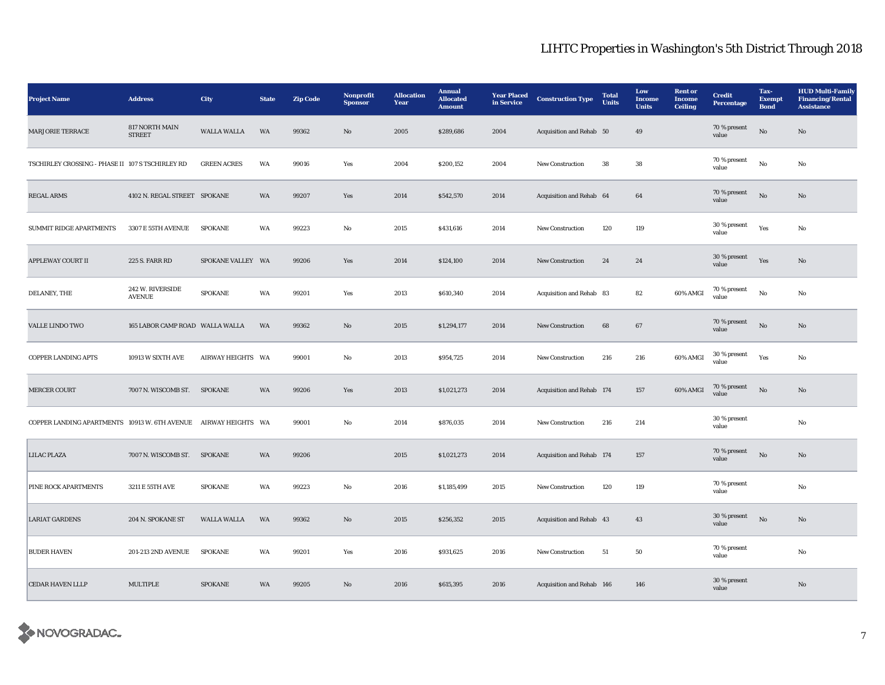# LIHTC Properties in Washington's 5th District Through 2018

| Project Name | Address | City | State | Zip Code | Nonprofit Sponsor | Allocation Year | Annual Allocated Amount | Year Placed in Service | Construction Type | Total Units | Low Income Units | Rent or Income Ceiling | Credit Percentage | Tax-Exempt Bond | HUD Multi-Family Financing/Rental Assistance |
|---|---|---|---|---|---|---|---|---|---|---|---|---|---|---|---|
| MARJORIE TERRACE | 817 NORTH MAIN STREET | WALLA WALLA | WA | 99362 | No | 2005 | $289,686 | 2004 | Acquisition and Rehab | 50 | 49 | | 70 % present value | No | No |
| TSCHIRLEY CROSSING - PHASE II | 107 S TSCHIRLEY RD | GREEN ACRES | WA | 99016 | Yes | 2004 | $200,152 | 2004 | New Construction | 38 | 38 | | 70 % present value | No | No |
| REGAL ARMS | 4102 N. REGAL STREET | SPOKANE | WA | 99207 | Yes | 2014 | $542,570 | 2014 | Acquisition and Rehab | 64 | 64 | | 70 % present value | No | No |
| SUMMIT RIDGE APARTMENTS | 3307 E 55TH AVENUE | SPOKANE | WA | 99223 | No | 2015 | $431,616 | 2014 | New Construction | 120 | 119 | | 30 % present value | Yes | No |
| APPLEWAY COURT II | 225 S. FARR RD | SPOKANE VALLEY | WA | 99206 | Yes | 2014 | $124,100 | 2014 | New Construction | 24 | 24 | | 30 % present value | Yes | No |
| DELANEY, THE | 242 W. RIVERSIDE AVENUE | SPOKANE | WA | 99201 | Yes | 2013 | $610,340 | 2014 | Acquisition and Rehab | 83 | 82 | 60% AMGI | 70 % present value | No | No |
| VALLE LINDO TWO | 165 LABOR CAMP ROAD | WALLA WALLA | WA | 99362 | No | 2015 | $1,294,177 | 2014 | New Construction | 68 | 67 | | 70 % present value | No | No |
| COPPER LANDING APTS | 10913 W SIXTH AVE | AIRWAY HEIGHTS | WA | 99001 | No | 2013 | $954,725 | 2014 | New Construction | 216 | 216 | 60% AMGI | 30 % present value | Yes | No |
| MERCER COURT | 7007 N. WISCOMB ST. | SPOKANE | WA | 99206 | Yes | 2013 | $1,021,273 | 2014 | Acquisition and Rehab | 174 | 157 | 60% AMGI | 70 % present value | No | No |
| COPPER LANDING APARTMENTS | 10913 W. 6TH AVENUE | AIRWAY HEIGHTS | WA | 99001 | No | 2014 | $876,035 | 2014 | New Construction | 216 | 214 | | 30 % present value | | No |
| LILAC PLAZA | 7007 N. WISCOMB ST. | SPOKANE | WA | 99206 | | 2015 | $1,021,273 | 2014 | Acquisition and Rehab | 174 | 157 | | 70 % present value | No | No |
| PINE ROCK APARTMENTS | 3211 E 55TH AVE | SPOKANE | WA | 99223 | No | 2016 | $1,185,499 | 2015 | New Construction | 120 | 119 | | 70 % present value | | No |
| LARIAT GARDENS | 204 N. SPOKANE ST | WALLA WALLA | WA | 99362 | No | 2015 | $256,352 | 2015 | Acquisition and Rehab | 43 | 43 | | 30 % present value | No | No |
| BUDER HAVEN | 201-213 2ND AVENUE | SPOKANE | WA | 99201 | Yes | 2016 | $931,625 | 2016 | New Construction | 51 | 50 | | 70 % present value | | No |
| CEDAR HAVEN LLLP | MULTIPLE | SPOKANE | WA | 99205 | No | 2016 | $615,395 | 2016 | Acquisition and Rehab | 146 | 146 | | 30 % present value | | No |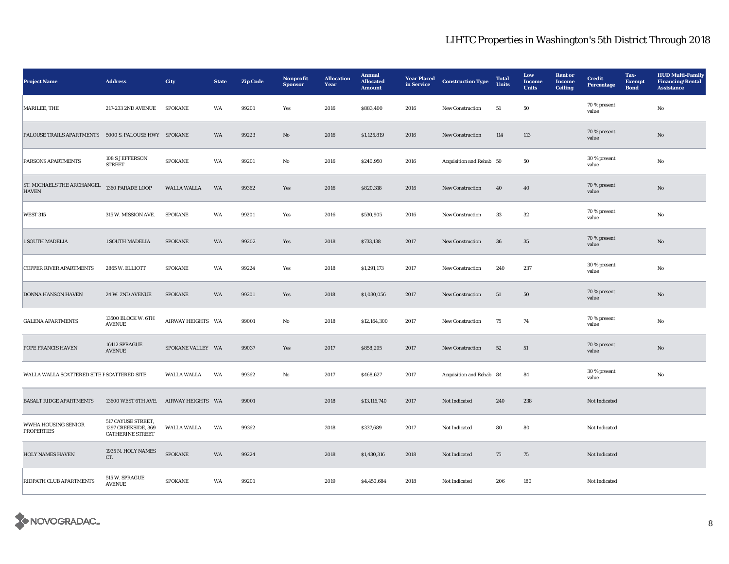# LIHTC Properties in Washington's 5th District Through 2018

| Project Name | Address | City | State | Zip Code | Nonprofit Sponsor | Allocation Year | Annual Allocated Amount | Year Placed in Service | Construction Type | Total Units | Low Income Units | Rent or Income Ceiling | Credit Percentage | Tax-Exempt Bond | HUD Multi-Family Financing/Rental Assistance |
|---|---|---|---|---|---|---|---|---|---|---|---|---|---|---|---|
| MARILEE, THE | 217-233 2ND AVENUE | SPOKANE | WA | 99201 | Yes | 2016 | $883,400 | 2016 | New Construction | 51 | 50 | | 70 % present value | | No |
| PALOUSE TRAILS APARTMENTS | 5000 S. PALOUSE HWY | SPOKANE | WA | 99223 | No | 2016 | $1,125,819 | 2016 | New Construction | 114 | 113 | | 70 % present value | | No |
| PARSONS APARTMENTS | 108 S JEFFERSON STREET | SPOKANE | WA | 99201 | No | 2016 | $240,950 | 2016 | Acquisition and Rehab | 50 | 50 | | 30 % present value | | No |
| ST. MICHAELS THE ARCHANGEL HAVEN | 1360 PARADE LOOP | WALLA WALLA | WA | 99362 | Yes | 2016 | $820,318 | 2016 | New Construction | 40 | 40 | | 70 % present value | | No |
| WEST 315 | 315 W. MISSION AVE. | SPOKANE | WA | 99201 | Yes | 2016 | $530,905 | 2016 | New Construction | 33 | 32 | | 70 % present value | | No |
| 1 SOUTH MADELIA | 1 SOUTH MADELIA | SPOKANE | WA | 99202 | Yes | 2018 | $733,138 | 2017 | New Construction | 36 | 35 | | 70 % present value | | No |
| COPPER RIVER APARTMENTS | 2865 W. ELLIOTT | SPOKANE | WA | 99224 | Yes | 2018 | $1,291,173 | 2017 | New Construction | 240 | 237 | | 30 % present value | | No |
| DONNA HANSON HAVEN | 24 W. 2ND AVENUE | SPOKANE | WA | 99201 | Yes | 2018 | $1,030,056 | 2017 | New Construction | 51 | 50 | | 70 % present value | | No |
| GALENA APARTMENTS | 13500 BLOCK W. 6TH AVENUE | AIRWAY HEIGHTS | WA | 99001 | No | 2018 | $12,164,300 | 2017 | New Construction | 75 | 74 | | 70 % present value | | No |
| POPE FRANCIS HAVEN | 16412 SPRAGUE AVENUE | SPOKANE VALLEY | WA | 99037 | Yes | 2017 | $858,295 | 2017 | New Construction | 52 | 51 | | 70 % present value | | No |
| WALLA WALLA SCATTERED SITE R | SCATTERED SITE | WALLA WALLA | WA | 99362 | No | 2017 | $468,627 | 2017 | Acquisition and Rehab | 84 | 84 | | 30 % present value | | No |
| BASALT RIDGE APARTMENTS | 13600 WEST 6TH AVE. | AIRWAY HEIGHTS | WA | 99001 | | 2018 | $13,116,740 | 2017 | Not Indicated | 240 | 238 | | Not Indicated | | |
| WWHA HOUSING SENIOR PROPERTIES | 517 CAYUSE STREET, 1297 CREEKSIDE, 369 CATHERINE STREET | WALLA WALLA | WA | 99362 | | 2018 | $337,689 | 2017 | Not Indicated | 80 | 80 | | Not Indicated | | |
| HOLY NAMES HAVEN | 1935 N. HOLY NAMES CT. | SPOKANE | WA | 99224 | | 2018 | $1,430,316 | 2018 | Not Indicated | 75 | 75 | | Not Indicated | | |
| RIDPATH CLUB APARTMENTS | 515 W. SPRAGUE AVENUE | SPOKANE | WA | 99201 | | 2019 | $4,450,684 | 2018 | Not Indicated | 206 | 180 | | Not Indicated | | |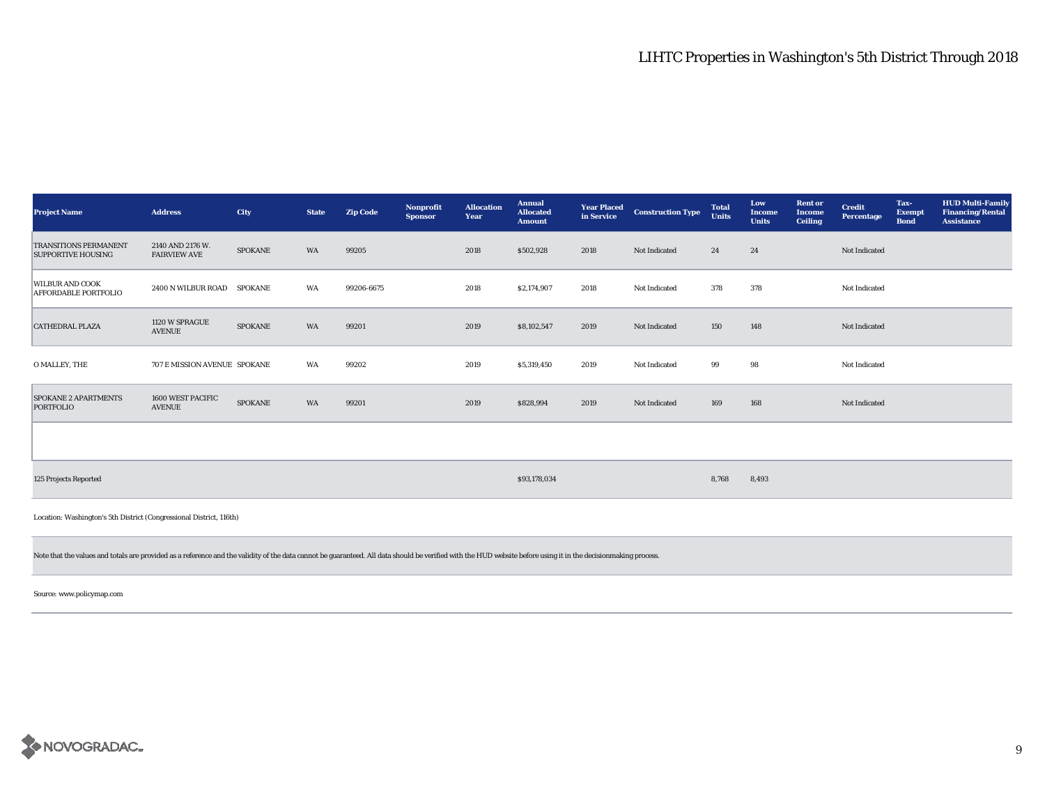# LIHTC Properties in Washington's 5th District Through 2018

| Project Name | Address | City | State | Zip Code | Nonprofit Sponsor | Allocation Year | Annual Allocated Amount | Year Placed in Service | Construction Type | Total Units | Low Income Units | Rent or Income Ceiling | Credit Percentage | Tax-Exempt Bond | HUD Multi-Family Financing/Rental Assistance |
|---|---|---|---|---|---|---|---|---|---|---|---|---|---|---|---|
| TRANSITIONS PERMANENT SUPPORTIVE HOUSING | 2140 AND 2176 W. FAIRVIEW AVE | SPOKANE | WA | 99205 | | 2018 | $502,928 | 2018 | Not Indicated | 24 | 24 | | Not Indicated | | |
| WILBUR AND COOK AFFORDABLE PORTFOLIO | 2400 N WILBUR ROAD | SPOKANE | WA | 99206-6675 | | 2018 | $2,174,907 | 2018 | Not Indicated | 378 | 378 | | Not Indicated | | |
| CATHEDRAL PLAZA | 1120 W SPRAGUE AVENUE | SPOKANE | WA | 99201 | | 2019 | $8,102,547 | 2019 | Not Indicated | 150 | 148 | | Not Indicated | | |
| O MALLEY, THE | 707 E MISSION AVENUE | SPOKANE | WA | 99202 | | 2019 | $5,319,450 | 2019 | Not Indicated | 99 | 98 | | Not Indicated | | |
| SPOKANE 2 APARTMENTS PORTFOLIO | 1600 WEST PACIFIC AVENUE | SPOKANE | WA | 99201 | | 2019 | $828,994 | 2019 | Not Indicated | 169 | 168 | | Not Indicated | | |
| | | | | | | | | | | | | | | | |
| 125 Projects Reported | | | | | | | $93,178,034 | | | 8,768 | 8,493 | | | | |

Location: Washington's 5th District (Congressional District, 116th)

Note that the values and totals are provided as a reference and the validity of the data cannot be guaranteed. All data should be verified with the HUD website before using it in the decisionmaking process.

Source: www.policymap.com